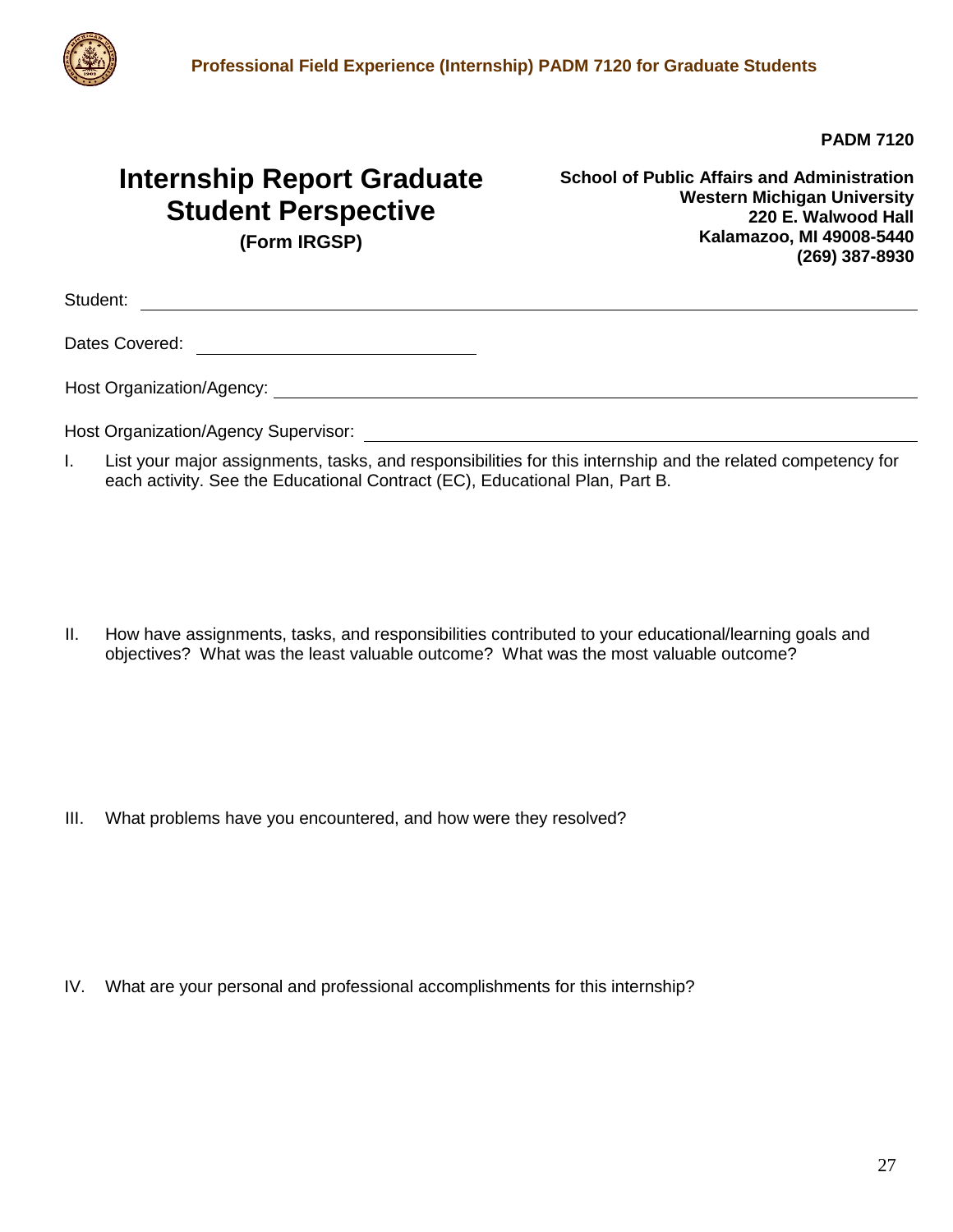**Professional Field Experience (Internship) PADM 7120 for Graduate Students**

**PADM 7120**

# Internship Report Graduate Student Perspective

**(Form IRGSP)**

**School of Public Affairs and Administration**
**Western Michigan University**
**220 E. Walwood Hall**
**Kalamazoo, MI 49008-5440**
**(269) 387-8930**

Student: ______________________________

Dates Covered: ______________________________

Host Organization/Agency: ______________________________

Host Organization/Agency Supervisor: ______________________________

I. List your major assignments, tasks, and responsibilities for this internship and the related competency for each activity. See the Educational Contract (EC), Educational Plan, Part B.

II. How have assignments, tasks, and responsibilities contributed to your educational/learning goals and objectives? What was the least valuable outcome? What was the most valuable outcome?

III. What problems have you encountered, and how were they resolved?

IV. What are your personal and professional accomplishments for this internship?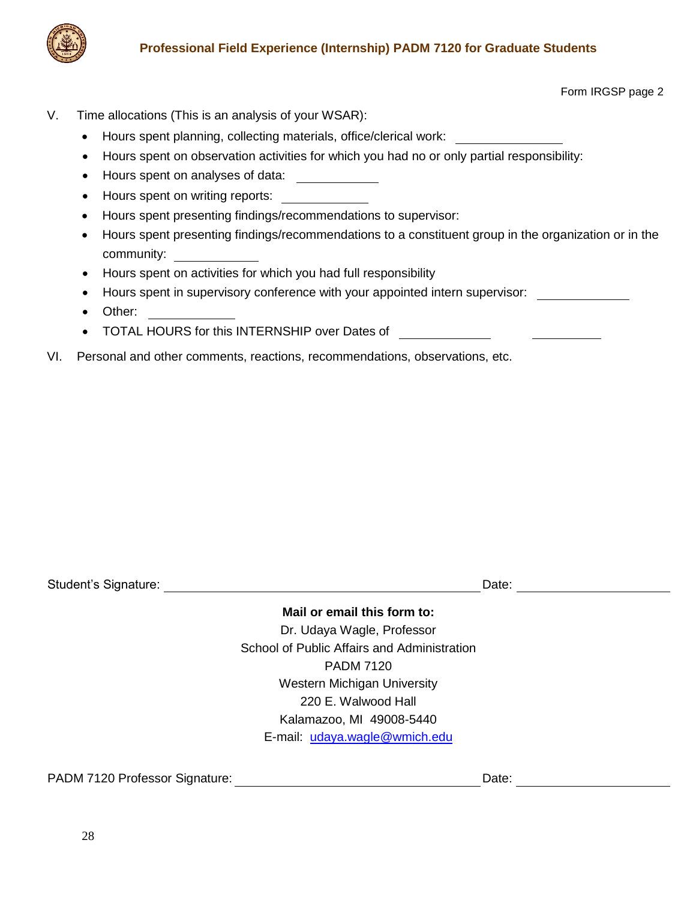Form IRGSP page 2

V. Time allocations (This is an analysis of your WSAR):

- Hours spent planning, collecting materials, office/clerical work: ____________
- Hours spent on observation activities for which you had no or only partial responsibility:
- Hours spent on analyses of data: __________
- Hours spent on writing reports: __________
- Hours spent presenting findings/recommendations to supervisor:
- Hours spent presenting findings/recommendations to a constituent group in the organization or in the community: __________
- Hours spent on activities for which you had full responsibility
- Hours spent in supervisory conference with your appointed intern supervisor: __________
- Other: __________
- TOTAL HOURS for this INTERNSHIP over Dates of __________ __________

VI. Personal and other comments, reactions, recommendations, observations, etc.

Student's Signature: ________________________________ Date: ________________

**Mail or email this form to:**

Dr. Udaya Wagle, Professor
School of Public Affairs and Administration
PADM 7120
Western Michigan University
220 E. Walwood Hall
Kalamazoo, MI 49008-5440
E-mail: udaya.wagle@wmich.edu

PADM 7120 Professor Signature: ____________________________ Date: ________________